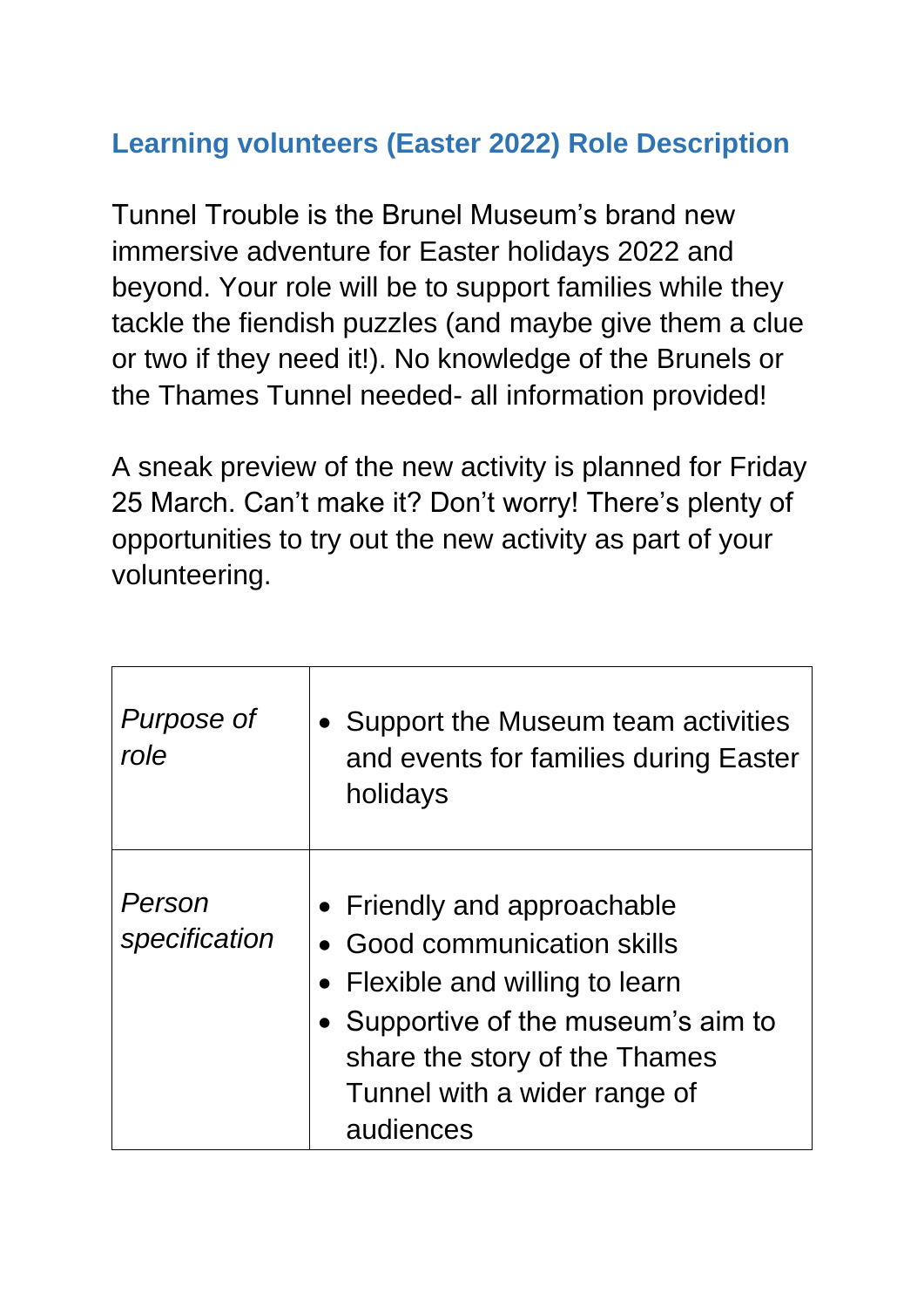## Learning volunteers (Easter 2022) Role Description

Tunnel Trouble is the Brunel Museum's brand new immersive adventure for Easter holidays 2022 and beyond. Your role will be to support families while they tackle the fiendish puzzles (and maybe give them a clue or two if they need it!). No knowledge of the Brunels or the Thames Tunnel needed- all information provided!

A sneak preview of the new activity is planned for Friday 25 March. Can't make it? Don't worry! There's plenty of opportunities to try out the new activity as part of your volunteering.

| | |
|---|---|
| *Purpose of role* | • Support the Museum team activities and events for families during Easter holidays |
| *Person specification* | • Friendly and approachable<br>• Good communication skills<br>• Flexible and willing to learn<br>• Supportive of the museum's aim to share the story of the Thames Tunnel with a wider range of audiences |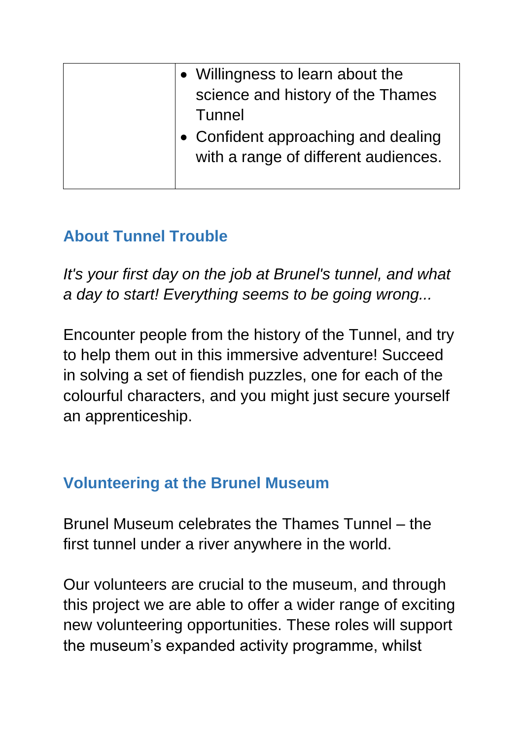| | |
|---|---|
| | • Willingness to learn about the science and history of the Thames Tunnel<br>• Confident approaching and dealing with a range of different audiences. |

## About Tunnel Trouble

*It's your first day on the job at Brunel's tunnel, and what a day to start! Everything seems to be going wrong...*

Encounter people from the history of the Tunnel, and try to help them out in this immersive adventure! Succeed in solving a set of fiendish puzzles, one for each of the colourful characters, and you might just secure yourself an apprenticeship.

## Volunteering at the Brunel Museum

Brunel Museum celebrates the Thames Tunnel – the first tunnel under a river anywhere in the world.

Our volunteers are crucial to the museum, and through this project we are able to offer a wider range of exciting new volunteering opportunities. These roles will support the museum's expanded activity programme, whilst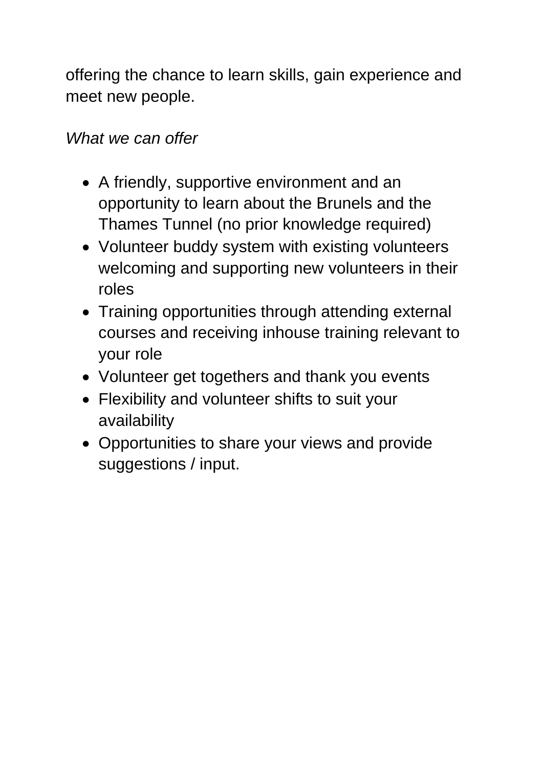offering the chance to learn skills, gain experience and meet new people.

*What we can offer*

- A friendly, supportive environment and an opportunity to learn about the Brunels and the Thames Tunnel (no prior knowledge required)
- Volunteer buddy system with existing volunteers welcoming and supporting new volunteers in their roles
- Training opportunities through attending external courses and receiving inhouse training relevant to your role
- Volunteer get togethers and thank you events
- Flexibility and volunteer shifts to suit your availability
- Opportunities to share your views and provide suggestions / input.